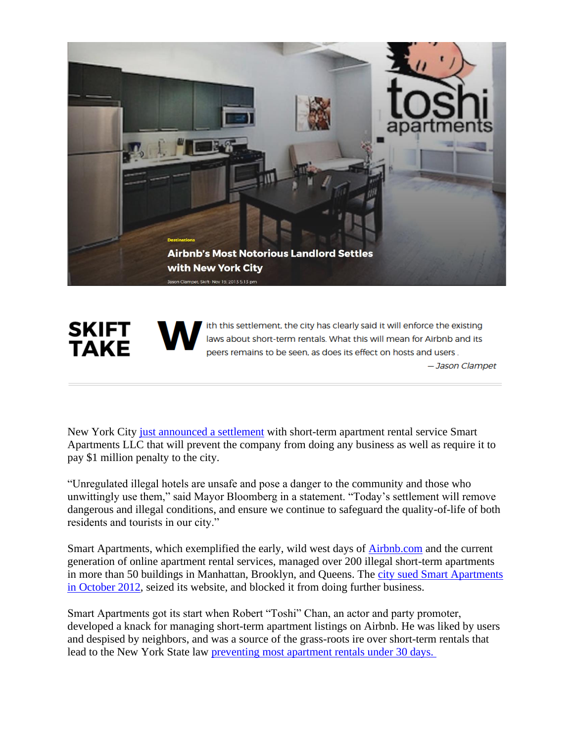Destinations

# Airbnb's Most Notorious Landlord Settles with New York City

Jason Clampet, Skift · Nov 19, 2013 5:13 pm

**SKIFT TAKE**

With this settlement, the city has clearly said it will enforce the existing laws about short-term rentals. What this will mean for Airbnb and its peers remains to be seen, as does its effect on hosts and users.

*— Jason Clampet*

---

New York City [just announced a settlement](https://) with short-term apartment rental service Smart Apartments LLC that will prevent the company from doing any business as well as require it to pay $1 million penalty to the city.

"Unregulated illegal hotels are unsafe and pose a danger to the community and those who unwittingly use them," said Mayor Bloomberg in a statement. "Today's settlement will remove dangerous and illegal conditions, and ensure we continue to safeguard the quality-of-life of both residents and tourists in our city."

Smart Apartments, which exemplified the early, wild west days of [Airbnb.com](https://) and the current generation of online apartment rental services, managed over 200 illegal short-term apartments in more than 50 buildings in Manhattan, Brooklyn, and Queens. The [city sued Smart Apartments in October 2012](https://), seized its website, and blocked it from doing further business.

Smart Apartments got its start when Robert "Toshi" Chan, an actor and party promoter, developed a knack for managing short-term apartment listings on Airbnb. He was liked by users and despised by neighbors, and was a source of the grass-roots ire over short-term rentals that lead to the New York State law [preventing most apartment rentals under 30 days.](https://)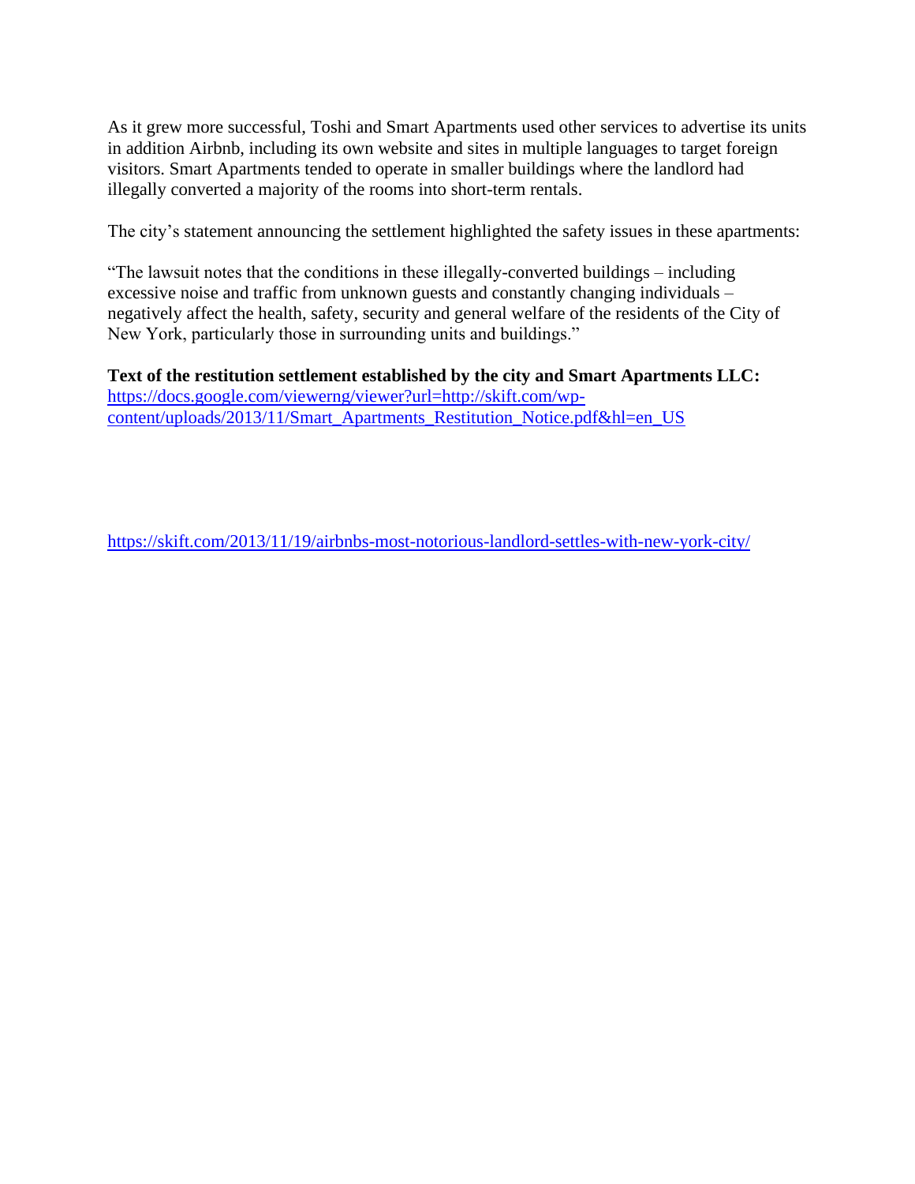As it grew more successful, Toshi and Smart Apartments used other services to advertise its units in addition Airbnb, including its own website and sites in multiple languages to target foreign visitors. Smart Apartments tended to operate in smaller buildings where the landlord had illegally converted a majority of the rooms into short-term rentals.

The city's statement announcing the settlement highlighted the safety issues in these apartments:

"The lawsuit notes that the conditions in these illegally-converted buildings – including excessive noise and traffic from unknown guests and constantly changing individuals – negatively affect the health, safety, security and general welfare of the residents of the City of New York, particularly those in surrounding units and buildings."

**Text of the restitution settlement established by the city and Smart Apartments LLC:**
https://docs.google.com/viewerng/viewer?url=http://skift.com/wp-content/uploads/2013/11/Smart_Apartments_Restitution_Notice.pdf&hl=en_US

https://skift.com/2013/11/19/airbnbs-most-notorious-landlord-settles-with-new-york-city/